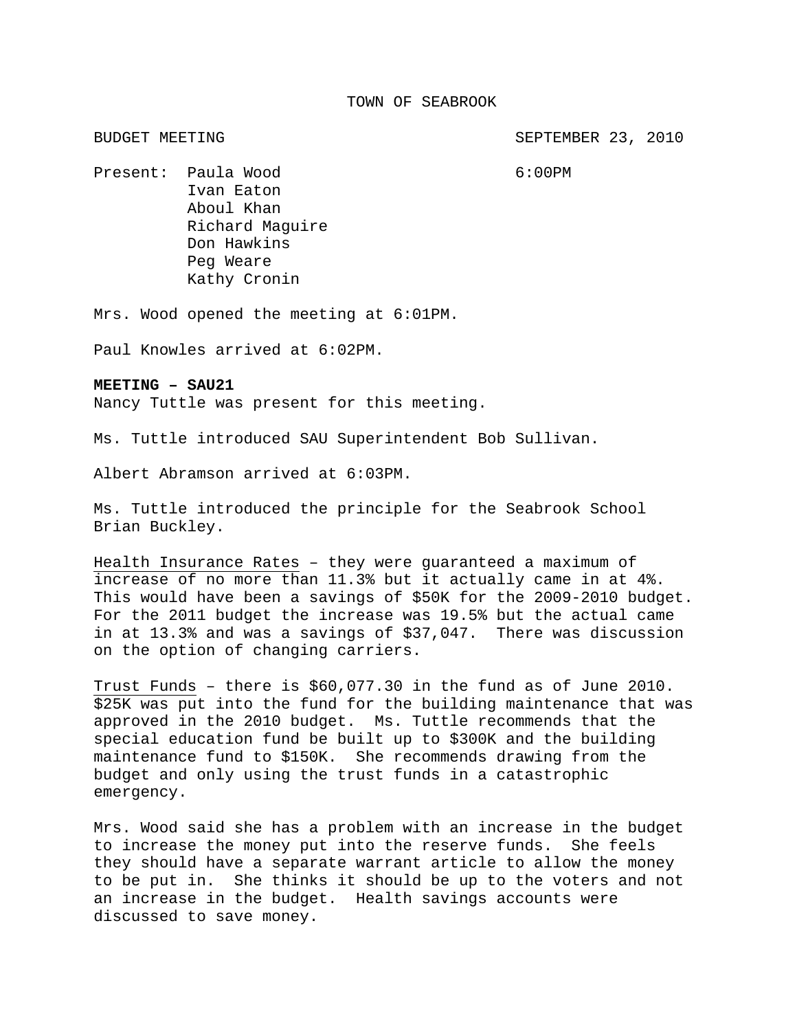TOWN OF SEABROOK

BUDGET MEETING SEPTEMBER 23, 2010

Present: Paula Wood 6:00PM
Ivan Eaton
Aboul Khan
Richard Maguire
Don Hawkins
Peg Weare
Kathy Cronin

Mrs. Wood opened the meeting at 6:01PM.

Paul Knowles arrived at 6:02PM.

**MEETING – SAU21**
Nancy Tuttle was present for this meeting.

Ms. Tuttle introduced SAU Superintendent Bob Sullivan.

Albert Abramson arrived at 6:03PM.

Ms. Tuttle introduced the principle for the Seabrook School Brian Buckley.

Health Insurance Rates – they were guaranteed a maximum of increase of no more than 11.3% but it actually came in at 4%. This would have been a savings of $50K for the 2009-2010 budget. For the 2011 budget the increase was 19.5% but the actual came in at 13.3% and was a savings of $37,047. There was discussion on the option of changing carriers.

Trust Funds – there is $60,077.30 in the fund as of June 2010. $25K was put into the fund for the building maintenance that was approved in the 2010 budget. Ms. Tuttle recommends that the special education fund be built up to $300K and the building maintenance fund to $150K. She recommends drawing from the budget and only using the trust funds in a catastrophic emergency.

Mrs. Wood said she has a problem with an increase in the budget to increase the money put into the reserve funds. She feels they should have a separate warrant article to allow the money to be put in. She thinks it should be up to the voters and not an increase in the budget. Health savings accounts were discussed to save money.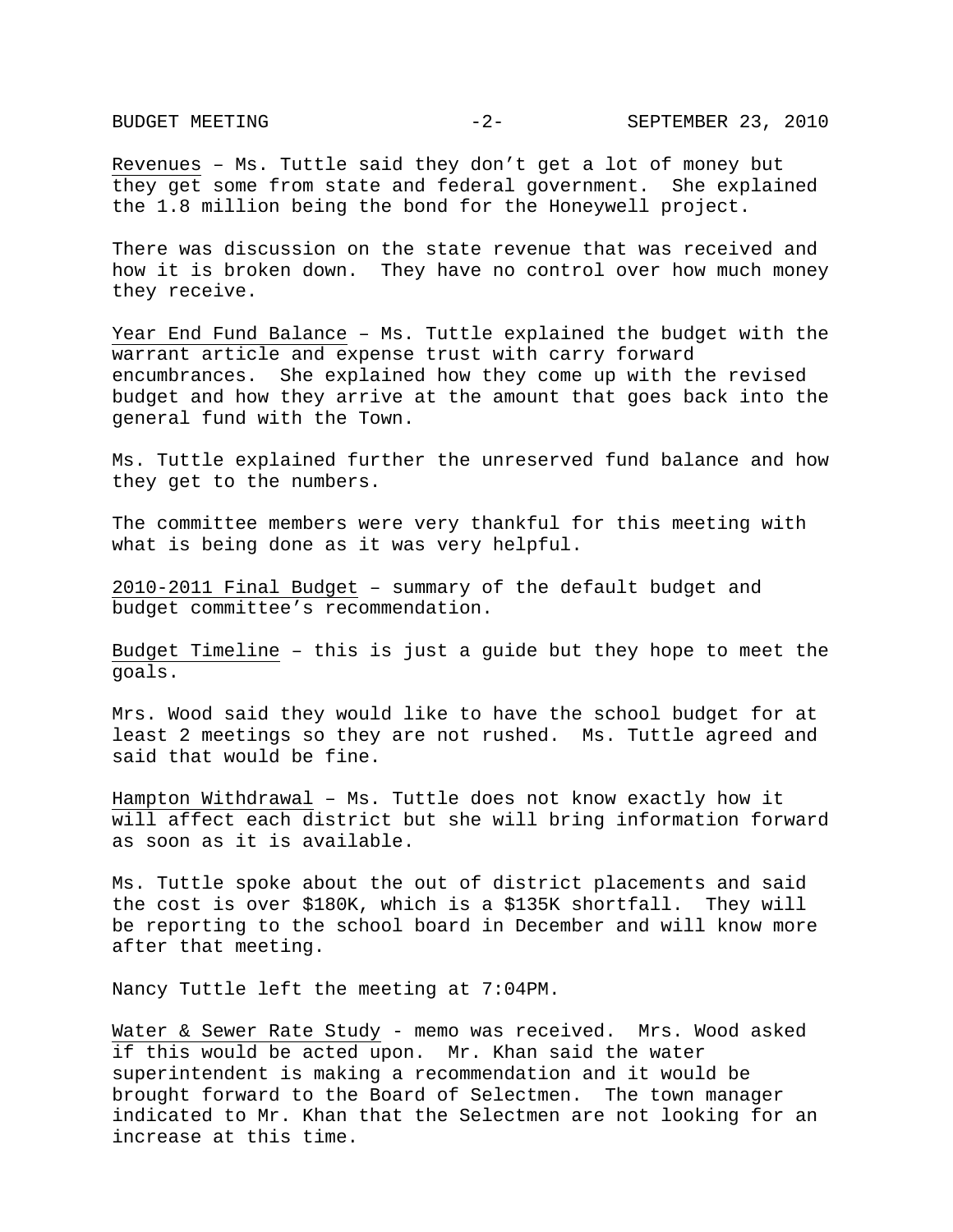Revenues – Ms. Tuttle said they don't get a lot of money but they get some from state and federal government. She explained the 1.8 million being the bond for the Honeywell project.

There was discussion on the state revenue that was received and how it is broken down. They have no control over how much money they receive.

Year End Fund Balance – Ms. Tuttle explained the budget with the warrant article and expense trust with carry forward encumbrances. She explained how they come up with the revised budget and how they arrive at the amount that goes back into the general fund with the Town.

Ms. Tuttle explained further the unreserved fund balance and how they get to the numbers.

The committee members were very thankful for this meeting with what is being done as it was very helpful.

2010-2011 Final Budget – summary of the default budget and budget committee's recommendation.

Budget Timeline – this is just a guide but they hope to meet the goals.

Mrs. Wood said they would like to have the school budget for at least 2 meetings so they are not rushed. Ms. Tuttle agreed and said that would be fine.

Hampton Withdrawal – Ms. Tuttle does not know exactly how it will affect each district but she will bring information forward as soon as it is available.

Ms. Tuttle spoke about the out of district placements and said the cost is over $180K, which is a $135K shortfall. They will be reporting to the school board in December and will know more after that meeting.

Nancy Tuttle left the meeting at 7:04PM.

Water & Sewer Rate Study - memo was received. Mrs. Wood asked if this would be acted upon. Mr. Khan said the water superintendent is making a recommendation and it would be brought forward to the Board of Selectmen. The town manager indicated to Mr. Khan that the Selectmen are not looking for an increase at this time.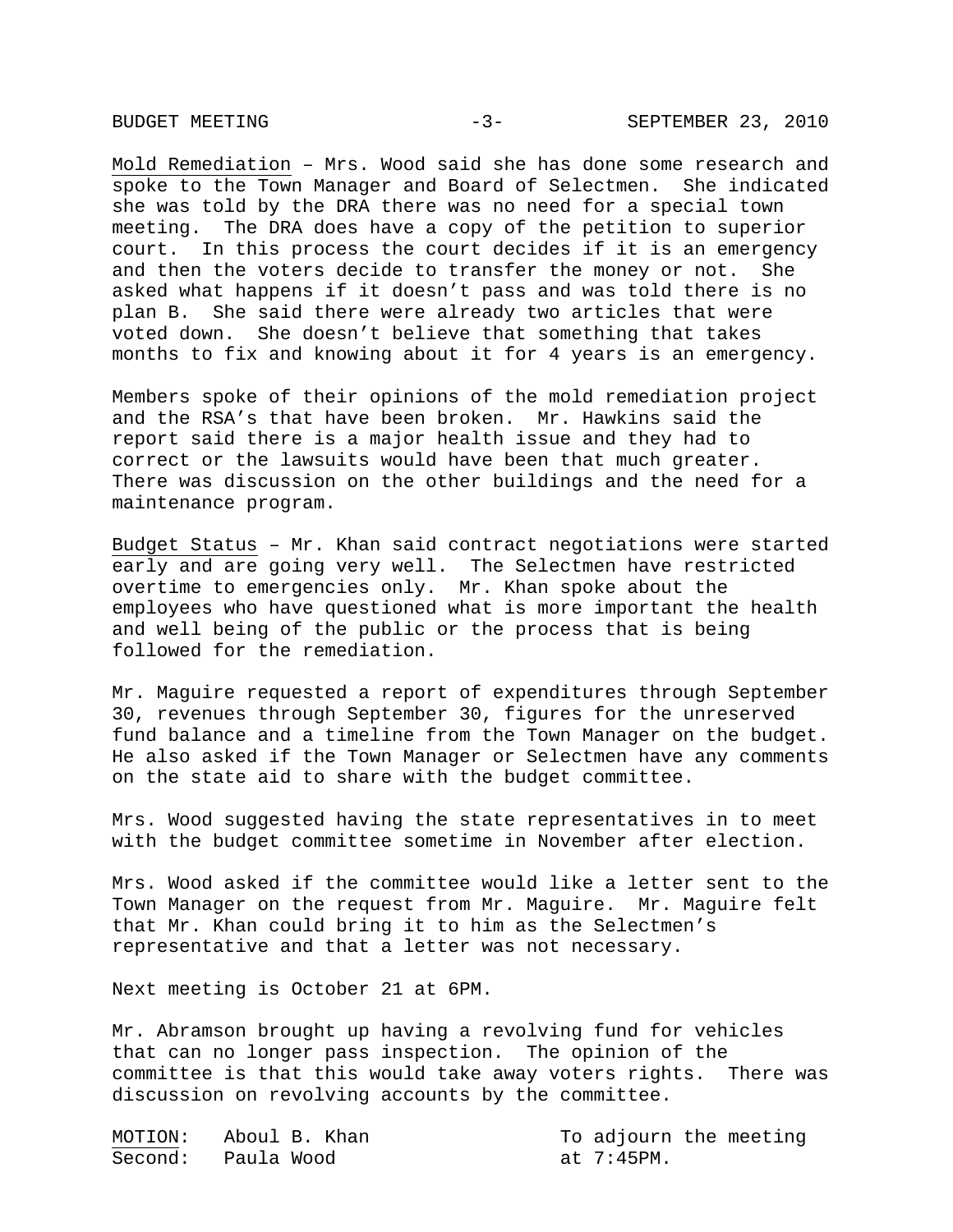<u>Mold Remediation</u> – Mrs. Wood said she has done some research and spoke to the Town Manager and Board of Selectmen. She indicated she was told by the DRA there was no need for a special town meeting. The DRA does have a copy of the petition to superior court. In this process the court decides if it is an emergency and then the voters decide to transfer the money or not. She asked what happens if it doesn't pass and was told there is no plan B. She said there were already two articles that were voted down. She doesn't believe that something that takes months to fix and knowing about it for 4 years is an emergency.

Members spoke of their opinions of the mold remediation project and the RSA's that have been broken. Mr. Hawkins said the report said there is a major health issue and they had to correct or the lawsuits would have been that much greater. There was discussion on the other buildings and the need for a maintenance program.

<u>Budget Status</u> – Mr. Khan said contract negotiations were started early and are going very well. The Selectmen have restricted overtime to emergencies only. Mr. Khan spoke about the employees who have questioned what is more important the health and well being of the public or the process that is being followed for the remediation.

Mr. Maguire requested a report of expenditures through September 30, revenues through September 30, figures for the unreserved fund balance and a timeline from the Town Manager on the budget. He also asked if the Town Manager or Selectmen have any comments on the state aid to share with the budget committee.

Mrs. Wood suggested having the state representatives in to meet with the budget committee sometime in November after election.

Mrs. Wood asked if the committee would like a letter sent to the Town Manager on the request from Mr. Maguire. Mr. Maguire felt that Mr. Khan could bring it to him as the Selectmen's representative and that a letter was not necessary.

Next meeting is October 21 at 6PM.

Mr. Abramson brought up having a revolving fund for vehicles that can no longer pass inspection. The opinion of the committee is that this would take away voters rights. There was discussion on revolving accounts by the committee.

<u>MOTION:</u> Aboul B. Khan — To adjourn the meeting at 7:45PM.
<u>Second:</u> Paula Wood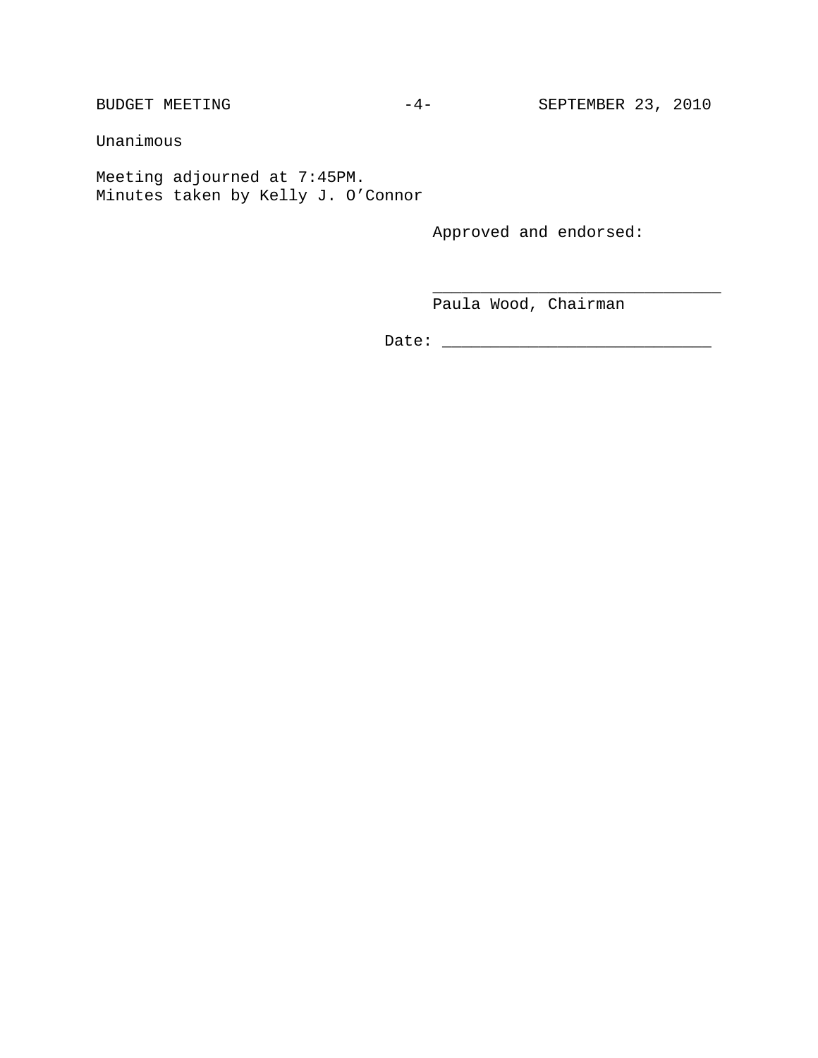Unanimous

Meeting adjourned at 7:45PM.
Minutes taken by Kelly J. O'Connor

Approved and endorsed:

______________________________
Paula Wood, Chairman

Date: ____________________________